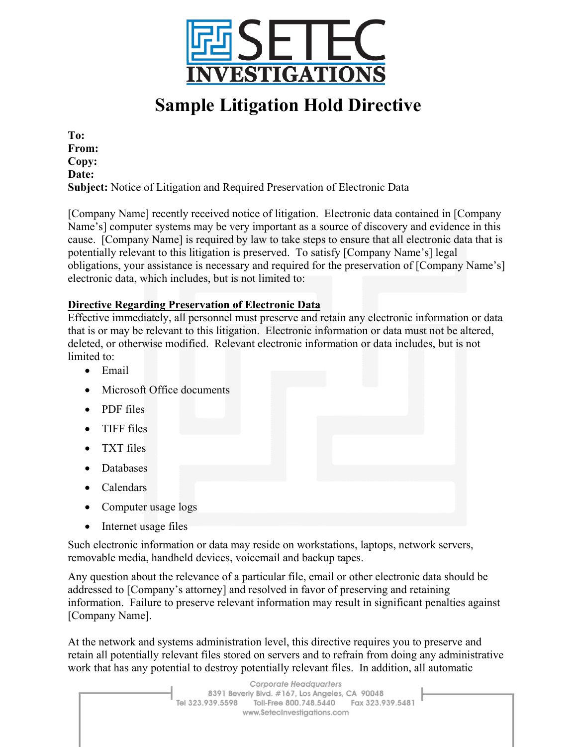# SETEC INVESTIGATIONS

# Sample Litigation Hold Directive

**To:**
**From:**
**Copy:**
**Date:**
**Subject:** Notice of Litigation and Required Preservation of Electronic Data

[Company Name] recently received notice of litigation. Electronic data contained in [Company Name's] computer systems may be very important as a source of discovery and evidence in this cause. [Company Name] is required by law to take steps to ensure that all electronic data that is potentially relevant to this litigation is preserved. To satisfy [Company Name's] legal obligations, your assistance is necessary and required for the preservation of [Company Name's] electronic data, which includes, but is not limited to:

**<u>Directive Regarding Preservation of Electronic Data</u>**

Effective immediately, all personnel must preserve and retain any electronic information or data that is or may be relevant to this litigation. Electronic information or data must not be altered, deleted, or otherwise modified. Relevant electronic information or data includes, but is not limited to:

- Email
- Microsoft Office documents
- PDF files
- TIFF files
- TXT files
- Databases
- Calendars
- Computer usage logs
- Internet usage files

Such electronic information or data may reside on workstations, laptops, network servers, removable media, handheld devices, voicemail and backup tapes.

Any question about the relevance of a particular file, email or other electronic data should be addressed to [Company's attorney] and resolved in favor of preserving and retaining information. Failure to preserve relevant information may result in significant penalties against [Company Name].

At the network and systems administration level, this directive requires you to preserve and retain all potentially relevant files stored on servers and to refrain from doing any administrative work that has any potential to destroy potentially relevant files. In addition, all automatic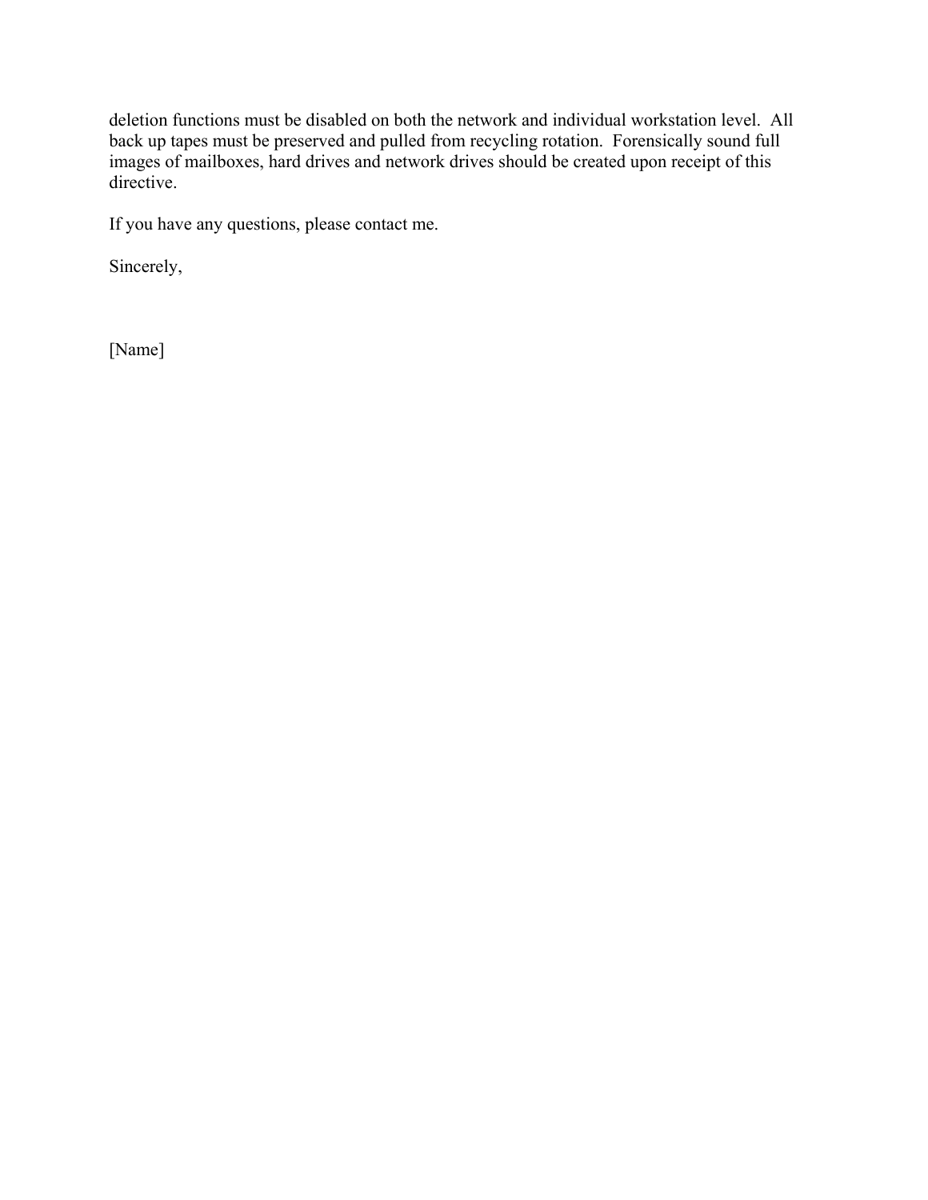deletion functions must be disabled on both the network and individual workstation level. All back up tapes must be preserved and pulled from recycling rotation. Forensically sound full images of mailboxes, hard drives and network drives should be created upon receipt of this directive.

If you have any questions, please contact me.

Sincerely,

[Name]